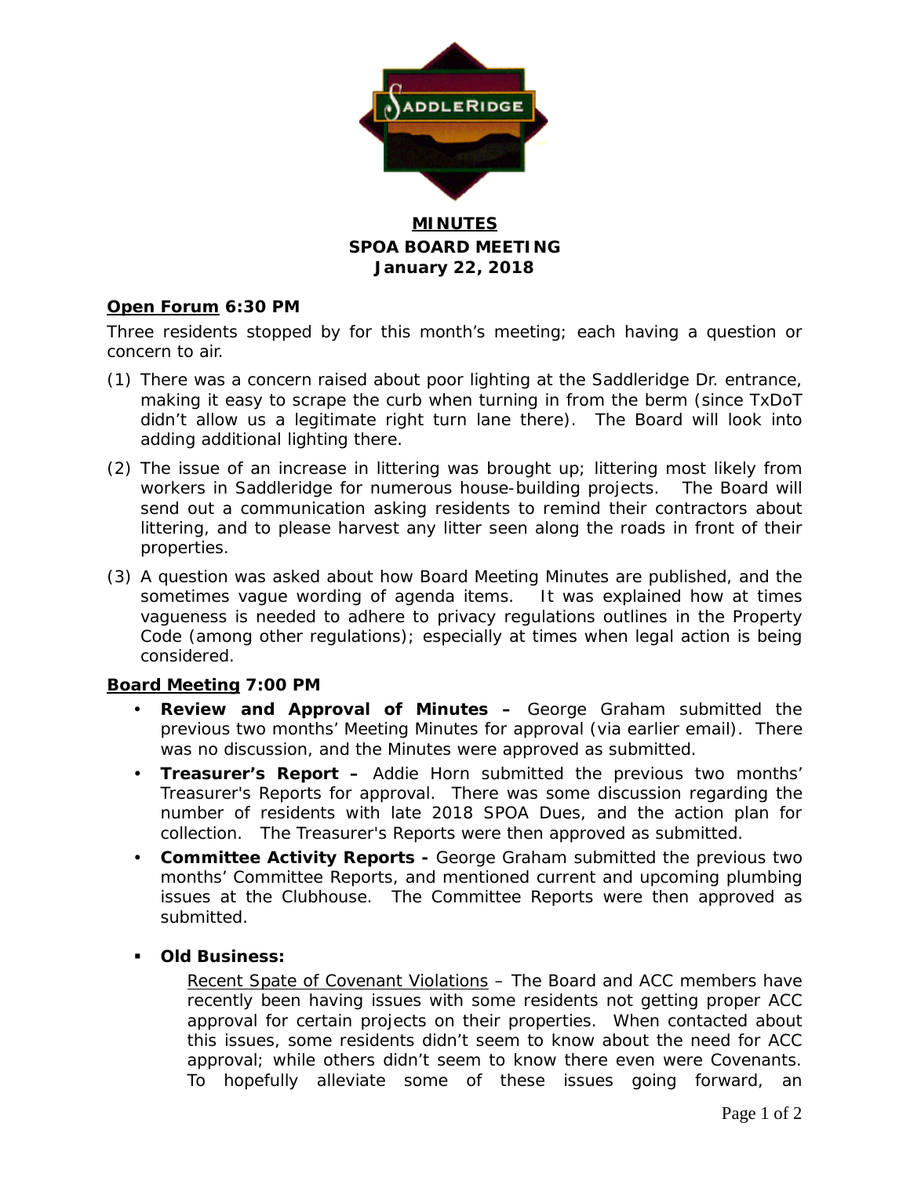# MINUTES
## SPOA BOARD MEETING
## January 22, 2018

**Open Forum 6:30 PM**

Three residents stopped by for this month's meeting; each having a question or concern to air.

(1) There was a concern raised about poor lighting at the Saddleridge Dr. entrance, making it easy to scrape the curb when turning in from the berm (since TxDoT didn't allow us a legitimate right turn lane there). The Board will look into adding additional lighting there.

(2) The issue of an increase in littering was brought up; littering most likely from workers in Saddleridge for numerous house-building projects. The Board will send out a communication asking residents to remind their contractors about littering, and to please harvest any litter seen along the roads in front of their properties.

(3) A question was asked about how Board Meeting Minutes are published, and the sometimes vague wording of agenda items. It was explained how at times vagueness is needed to adhere to privacy regulations outlines in the Property Code (among other regulations); especially at times when legal action is being considered.

**Board Meeting 7:00 PM**

- **Review and Approval of Minutes –** George Graham submitted the previous two months' Meeting Minutes for approval (via earlier email). There was no discussion, and the Minutes were approved as submitted.
- **Treasurer's Report –** Addie Horn submitted the previous two months' Treasurer's Reports for approval. There was some discussion regarding the number of residents with late 2018 SPOA Dues, and the action plan for collection. The Treasurer's Reports were then approved as submitted.
- **Committee Activity Reports -** George Graham submitted the previous two months' Committee Reports, and mentioned current and upcoming plumbing issues at the Clubhouse. The Committee Reports were then approved as submitted.

- **Old Business:**

  Recent Spate of Covenant Violations – The Board and ACC members have recently been having issues with some residents not getting proper ACC approval for certain projects on their properties. When contacted about this issues, some residents didn't seem to know about the need for ACC approval; while others didn't seem to know there even were Covenants. To hopefully alleviate some of these issues going forward, an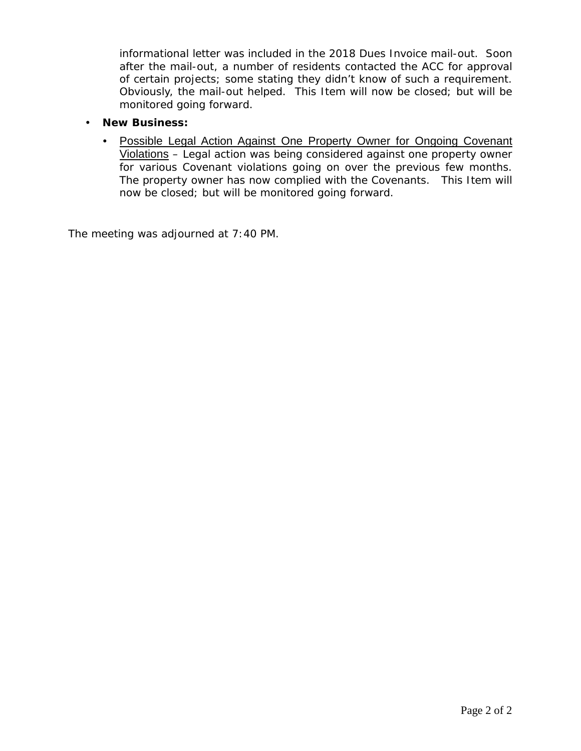informational letter was included in the 2018 Dues Invoice mail-out. Soon after the mail-out, a number of residents contacted the ACC for approval of certain projects; some stating they didn't know of such a requirement. Obviously, the mail-out helped. This Item will now be closed; but will be monitored going forward.

- **New Business:**
  - Possible Legal Action Against One Property Owner for Ongoing Covenant Violations – Legal action was being considered against one property owner for various Covenant violations going on over the previous few months. The property owner has now complied with the Covenants. This Item will now be closed; but will be monitored going forward.

The meeting was adjourned at 7:40 PM.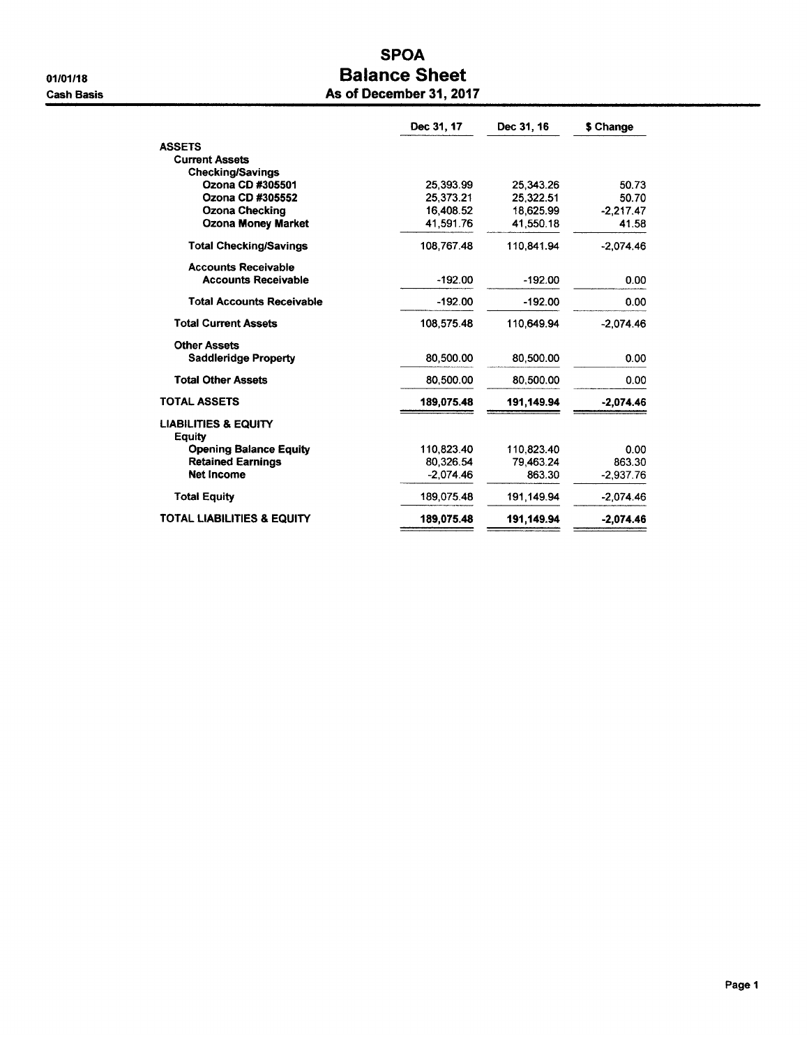01/01/18

Cash Basis

# SPOA
## Balance Sheet
### As of December 31, 2017

| | Dec 31, 17 | Dec 31, 16 | $ Change |
|---|---|---|---|
| **ASSETS** | | | |
| **Current Assets** | | | |
| **Checking/Savings** | | | |
| **Ozona CD #305501** | 25,393.99 | 25,343.26 | 50.73 |
| **Ozona CD #305552** | 25,373.21 | 25,322.51 | 50.70 |
| **Ozona Checking** | 16,408.52 | 18,625.99 | -2,217.47 |
| **Ozona Money Market** | 41,591.76 | 41,550.18 | 41.58 |
| **Total Checking/Savings** | 108,767.48 | 110,841.94 | -2,074.46 |
| **Accounts Receivable** | | | |
| **Accounts Receivable** | -192.00 | -192.00 | 0.00 |
| **Total Accounts Receivable** | -192.00 | -192.00 | 0.00 |
| **Total Current Assets** | 108,575.48 | 110,649.94 | -2,074.46 |
| **Other Assets** | | | |
| **Saddleridge Property** | 80,500.00 | 80,500.00 | 0.00 |
| **Total Other Assets** | 80,500.00 | 80,500.00 | 0.00 |
| **TOTAL ASSETS** | **189,075.48** | **191,149.94** | **-2,074.46** |
| **LIABILITIES & EQUITY** | | | |
| **Equity** | | | |
| **Opening Balance Equity** | 110,823.40 | 110,823.40 | 0.00 |
| **Retained Earnings** | 80,326.54 | 79,463.24 | 863.30 |
| **Net Income** | -2,074.46 | 863.30 | -2,937.76 |
| **Total Equity** | 189,075.48 | 191,149.94 | -2,074.46 |
| **TOTAL LIABILITIES & EQUITY** | **189,075.48** | **191,149.94** | **-2,074.46** |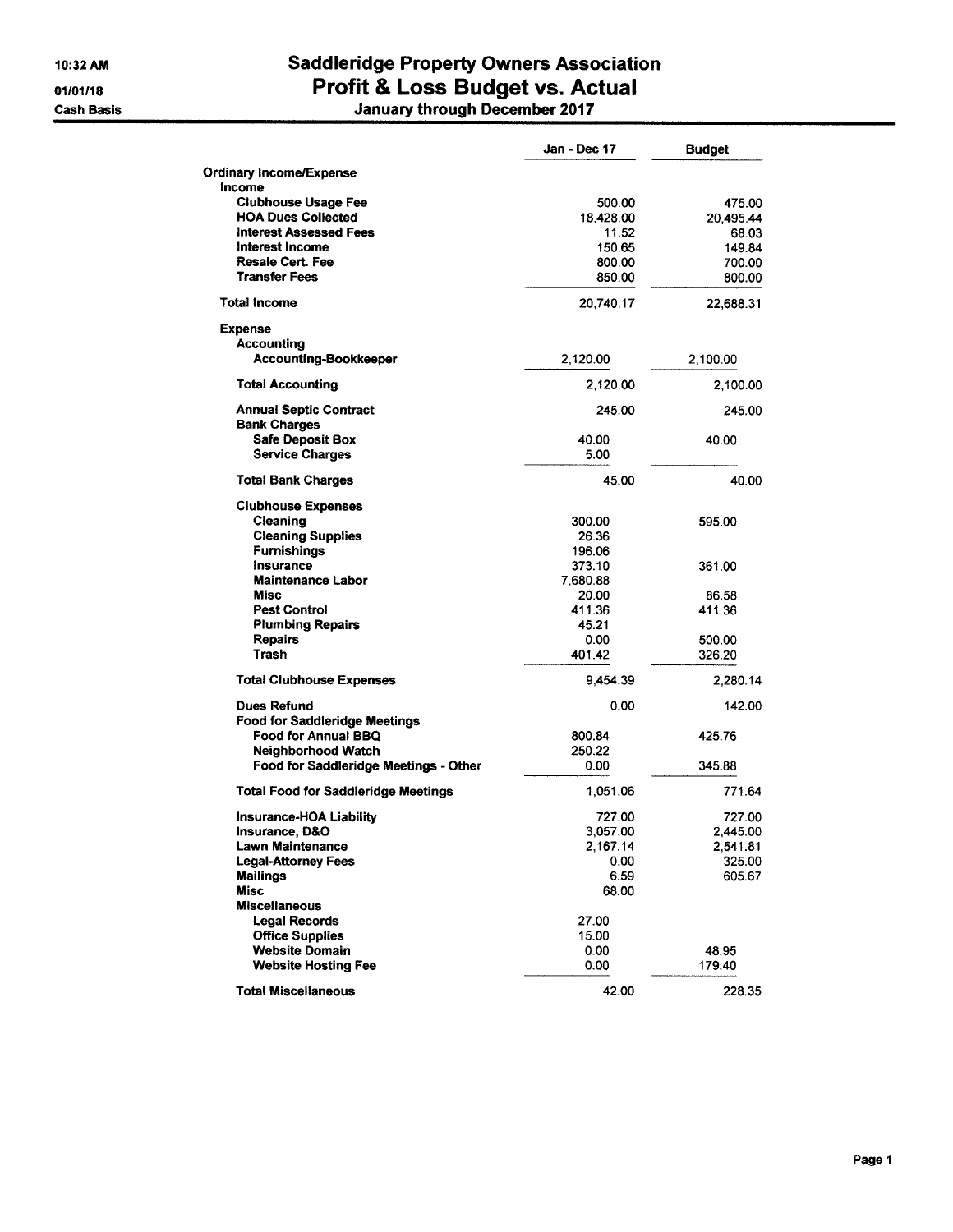# Saddleridge Property Owners Association
## Profit & Loss Budget vs. Actual
### January through December 2017

10:32 AM
01/01/18
Cash Basis

| | Jan - Dec 17 | Budget |
|---|---|---|
| **Ordinary Income/Expense** | | |
| **Income** | | |
| **Clubhouse Usage Fee** | 500.00 | 475.00 |
| **HOA Dues Collected** | 18,428.00 | 20,495.44 |
| **Interest Assessed Fees** | 11.52 | 68.03 |
| **Interest Income** | 150.65 | 149.84 |
| **Resale Cert. Fee** | 800.00 | 700.00 |
| **Transfer Fees** | 850.00 | 800.00 |
| **Total Income** | 20,740.17 | 22,688.31 |
| **Expense** | | |
| **Accounting** | | |
| **Accounting-Bookkeeper** | 2,120.00 | 2,100.00 |
| **Total Accounting** | 2,120.00 | 2,100.00 |
| **Annual Septic Contract** | 245.00 | 245.00 |
| **Bank Charges** | | |
| **Safe Deposit Box** | 40.00 | 40.00 |
| **Service Charges** | 5.00 | |
| **Total Bank Charges** | 45.00 | 40.00 |
| **Clubhouse Expenses** | | |
| **Cleaning** | 300.00 | 595.00 |
| **Cleaning Supplies** | 26.36 | |
| **Furnishings** | 196.06 | |
| **Insurance** | 373.10 | 361.00 |
| **Maintenance Labor** | 7,680.88 | |
| **Misc** | 20.00 | 86.58 |
| **Pest Control** | 411.36 | 411.36 |
| **Plumbing Repairs** | 45.21 | |
| **Repairs** | 0.00 | 500.00 |
| **Trash** | 401.42 | 326.20 |
| **Total Clubhouse Expenses** | 9,454.39 | 2,280.14 |
| **Dues Refund** | 0.00 | 142.00 |
| **Food for Saddleridge Meetings** | | |
| **Food for Annual BBQ** | 800.84 | 425.76 |
| **Neighborhood Watch** | 250.22 | |
| **Food for Saddleridge Meetings - Other** | 0.00 | 345.88 |
| **Total Food for Saddleridge Meetings** | 1,051.06 | 771.64 |
| **Insurance-HOA Liability** | 727.00 | 727.00 |
| **Insurance, D&O** | 3,057.00 | 2,445.00 |
| **Lawn Maintenance** | 2,167.14 | 2,541.81 |
| **Legal-Attorney Fees** | 0.00 | 325.00 |
| **Mailings** | 6.59 | 605.67 |
| **Misc** | 68.00 | |
| **Miscellaneous** | | |
| **Legal Records** | 27.00 | |
| **Office Supplies** | 15.00 | |
| **Website Domain** | 0.00 | 48.95 |
| **Website Hosting Fee** | 0.00 | 179.40 |
| **Total Miscellaneous** | 42.00 | 228.35 |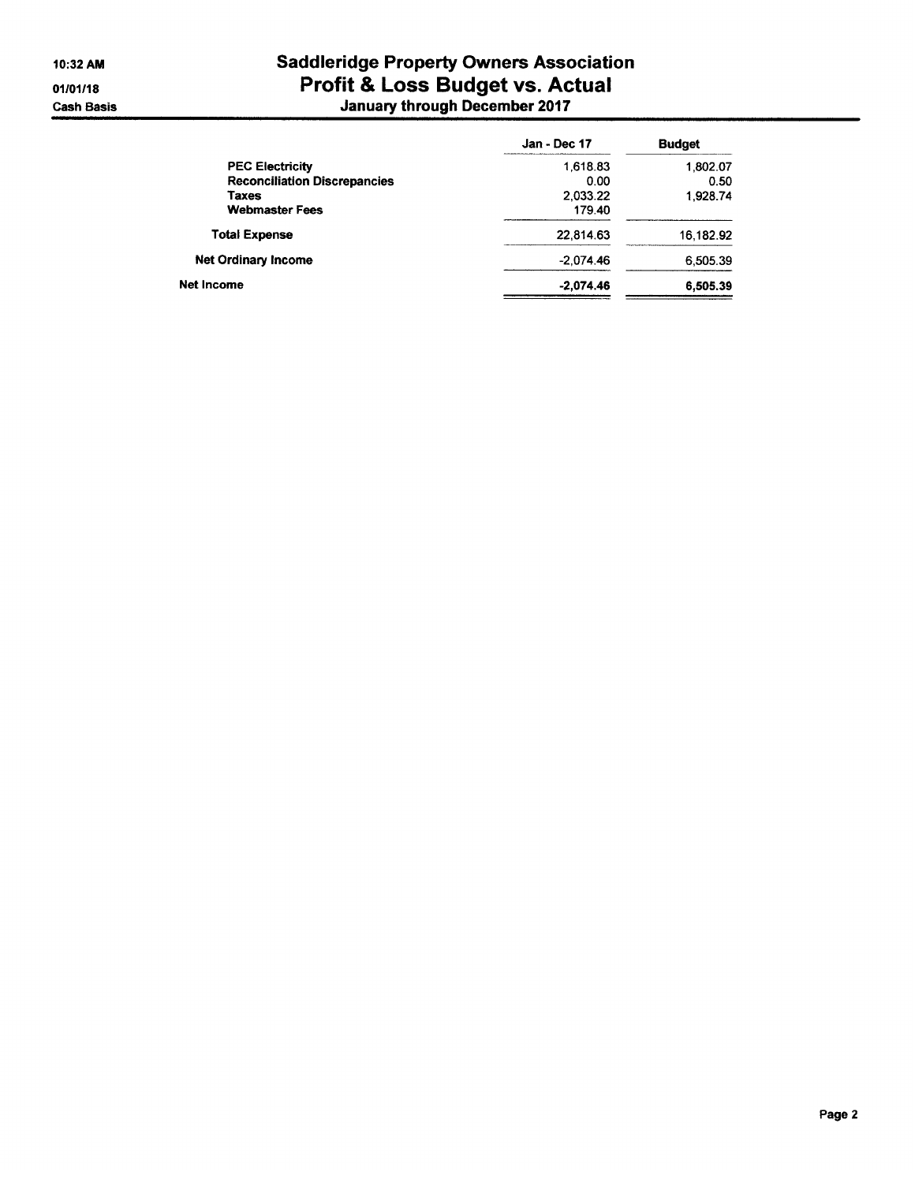# Saddleridge Property Owners Association
## Profit & Loss Budget vs. Actual
### January through December 2017

10:32 AM
01/01/18
Cash Basis

| | Jan - Dec 17 | Budget |
|---|---|---|
| PEC Electricity | 1,618.83 | 1,802.07 |
| Reconciliation Discrepancies | 0.00 | 0.50 |
| Taxes | 2,033.22 | 1,928.74 |
| Webmaster Fees | 179.40 | |
| **Total Expense** | 22,814.63 | 16,182.92 |
| **Net Ordinary Income** | -2,074.46 | 6,505.39 |
| **Net Income** | **-2,074.46** | **6,505.39** |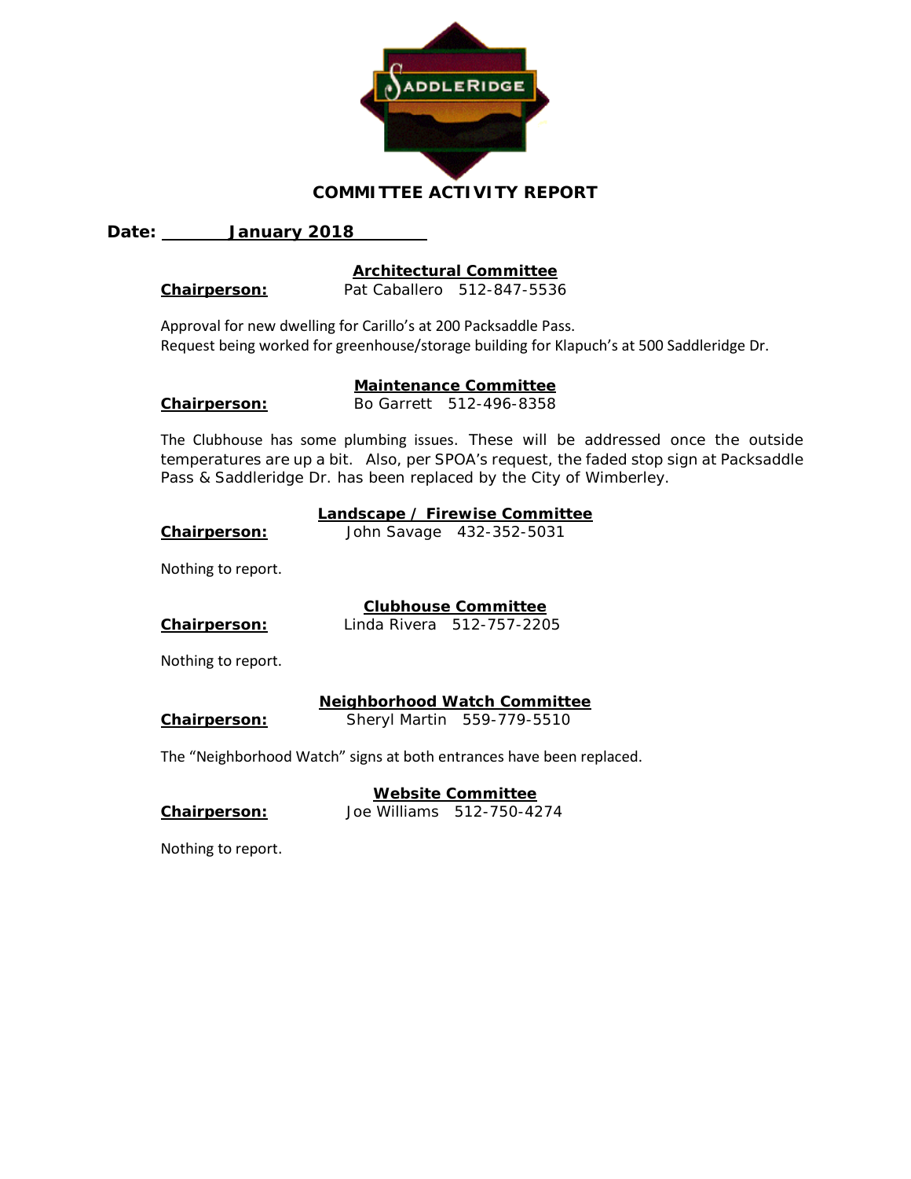# COMMITTEE ACTIVITY REPORT

**Date: January 2018**

## Architectural Committee

**Chairperson:** Pat Caballero 512-847-5536

Approval for new dwelling for Carillo's at 200 Packsaddle Pass.
Request being worked for greenhouse/storage building for Klapuch's at 500 Saddleridge Dr.

## Maintenance Committee

**Chairperson:** Bo Garrett 512-496-8358

The Clubhouse has some plumbing issues. These will be addressed once the outside temperatures are up a bit. Also, per SPOA's request, the faded stop sign at Packsaddle Pass & Saddleridge Dr. has been replaced by the City of Wimberley.

## Landscape / Firewise Committee

**Chairperson:** John Savage 432-352-5031

Nothing to report.

## Clubhouse Committee

**Chairperson:** Linda Rivera 512-757-2205

Nothing to report.

## Neighborhood Watch Committee

**Chairperson:** Sheryl Martin 559-779-5510

The "Neighborhood Watch" signs at both entrances have been replaced.

## Website Committee

**Chairperson:** Joe Williams 512-750-4274

Nothing to report.